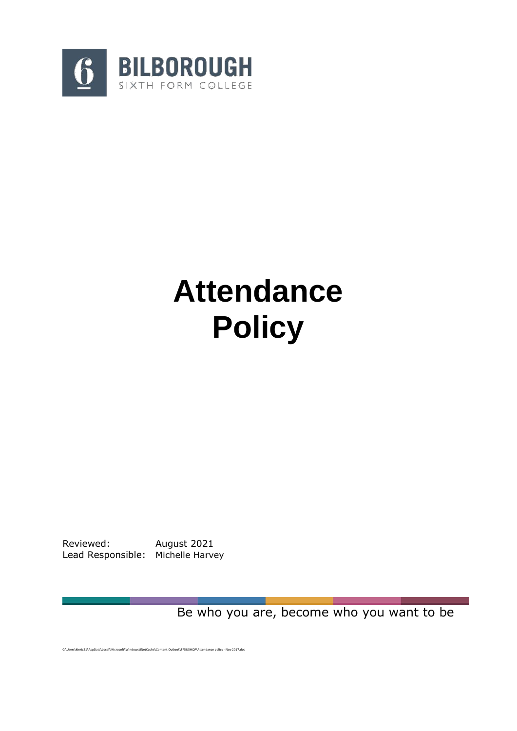BILBOROUGH
SIXTH FORM COLLEGE

# Attendance Policy

Reviewed: August 2021
Lead Responsible: Michelle Harvey

Be who you are, become who you want to be

C:\Users\kirmic21\AppData\Local\Microsoft\Windows\INetCache\Content.Outlook\FF5U5HQP\Attendance policy - Nov 2017.doc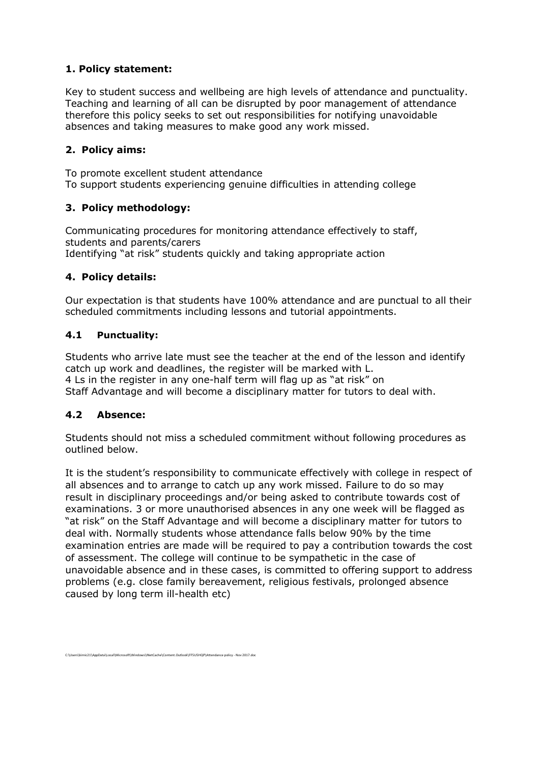## 1. Policy statement:

Key to student success and wellbeing are high levels of attendance and punctuality. Teaching and learning of all can be disrupted by poor management of attendance therefore this policy seeks to set out responsibilities for notifying unavoidable absences and taking measures to make good any work missed.

## 2. Policy aims:

To promote excellent student attendance
To support students experiencing genuine difficulties in attending college

## 3. Policy methodology:

Communicating procedures for monitoring attendance effectively to staff, students and parents/carers
Identifying "at risk" students quickly and taking appropriate action

## 4. Policy details:

Our expectation is that students have 100% attendance and are punctual to all their scheduled commitments including lessons and tutorial appointments.

### 4.1 Punctuality:

Students who arrive late must see the teacher at the end of the lesson and identify catch up work and deadlines, the register will be marked with L.
4 Ls in the register in any one-half term will flag up as "at risk" on Staff Advantage and will become a disciplinary matter for tutors to deal with.

### 4.2 Absence:

Students should not miss a scheduled commitment without following procedures as outlined below.

It is the student's responsibility to communicate effectively with college in respect of all absences and to arrange to catch up any work missed. Failure to do so may result in disciplinary proceedings and/or being asked to contribute towards cost of examinations. 3 or more unauthorised absences in any one week will be flagged as "at risk" on the Staff Advantage and will become a disciplinary matter for tutors to deal with. Normally students whose attendance falls below 90% by the time examination entries are made will be required to pay a contribution towards the cost of assessment. The college will continue to be sympathetic in the case of unavoidable absence and in these cases, is committed to offering support to address problems (e.g. close family bereavement, religious festivals, prolonged absence caused by long term ill-health etc)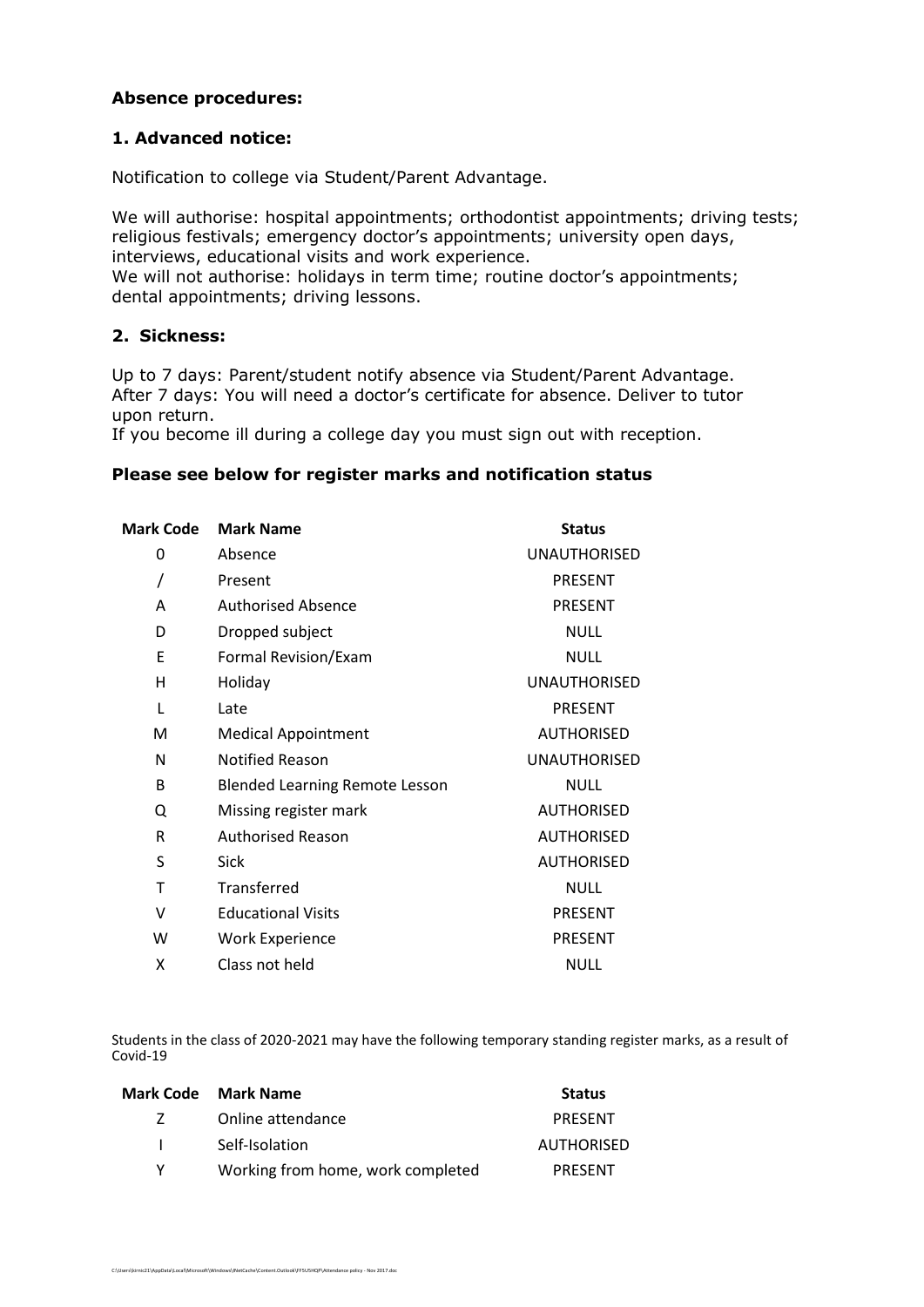**Absence procedures:**

**1. Advanced notice:**

Notification to college via Student/Parent Advantage.

We will authorise: hospital appointments; orthodontist appointments; driving tests; religious festivals; emergency doctor's appointments; university open days, interviews, educational visits and work experience.
We will not authorise: holidays in term time; routine doctor's appointments; dental appointments; driving lessons.

**2. Sickness:**

Up to 7 days: Parent/student notify absence via Student/Parent Advantage.
After 7 days: You will need a doctor's certificate for absence. Deliver to tutor upon return.
If you become ill during a college day you must sign out with reception.

**Please see below for register marks and notification status**

| Mark Code | Mark Name | Status |
|---|---|---|
| 0 | Absence | UNAUTHORISED |
| / | Present | PRESENT |
| A | Authorised Absence | PRESENT |
| D | Dropped subject | NULL |
| E | Formal Revision/Exam | NULL |
| H | Holiday | UNAUTHORISED |
| L | Late | PRESENT |
| M | Medical Appointment | AUTHORISED |
| N | Notified Reason | UNAUTHORISED |
| B | Blended Learning Remote Lesson | NULL |
| Q | Missing register mark | AUTHORISED |
| R | Authorised Reason | AUTHORISED |
| S | Sick | AUTHORISED |
| T | Transferred | NULL |
| V | Educational Visits | PRESENT |
| W | Work Experience | PRESENT |
| X | Class not held | NULL |

Students in the class of 2020-2021 may have the following temporary standing register marks, as a result of Covid-19

| Mark Code | Mark Name | Status |
|---|---|---|
| Z | Online attendance | PRESENT |
| I | Self-Isolation | AUTHORISED |
| Y | Working from home, work completed | PRESENT |